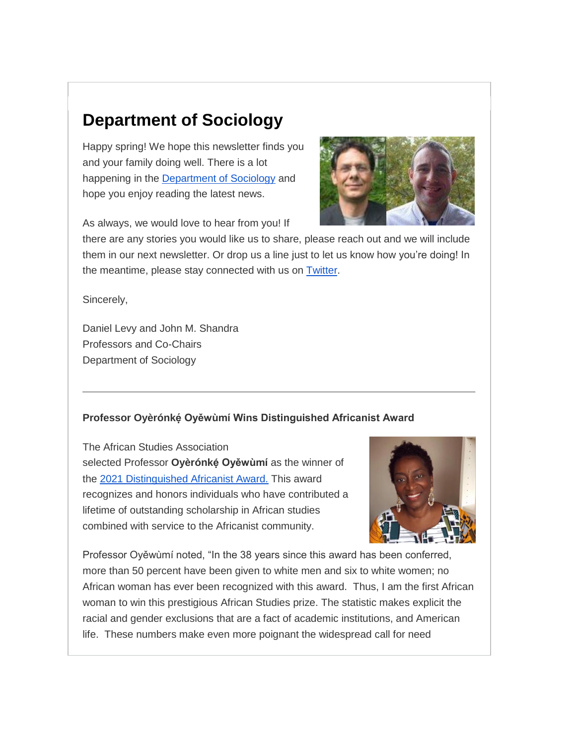# Department of Sociology

Happy spring! We hope this newsletter finds you and your family doing well. There is a lot happening in the Department of Sociology and hope you enjoy reading the latest news.

As always, we would love to hear from you! If there are any stories you would like us to share, please reach out and we will include them in our next newsletter. Or drop us a line just to let us know how you're doing! In the meantime, please stay connected with us on Twitter.

Sincerely,

Daniel Levy and John M. Shandra
Professors and Co-Chairs
Department of Sociology

---

**Professor Oyèrónkẹ́ Oyěwùmí Wins Distinguished Africanist Award**

The African Studies Association selected Professor **Oyèrónkẹ́ Oyěwùmí** as the winner of the 2021 Distinguished Africanist Award. This award recognizes and honors individuals who have contributed a lifetime of outstanding scholarship in African studies combined with service to the Africanist community.

Professor Oyěwùmí noted, "In the 38 years since this award has been conferred, more than 50 percent have been given to white men and six to white women; no African woman has ever been recognized with this award. Thus, I am the first African woman to win this prestigious African Studies prize. The statistic makes explicit the racial and gender exclusions that are a fact of academic institutions, and American life. These numbers make even more poignant the widespread call for need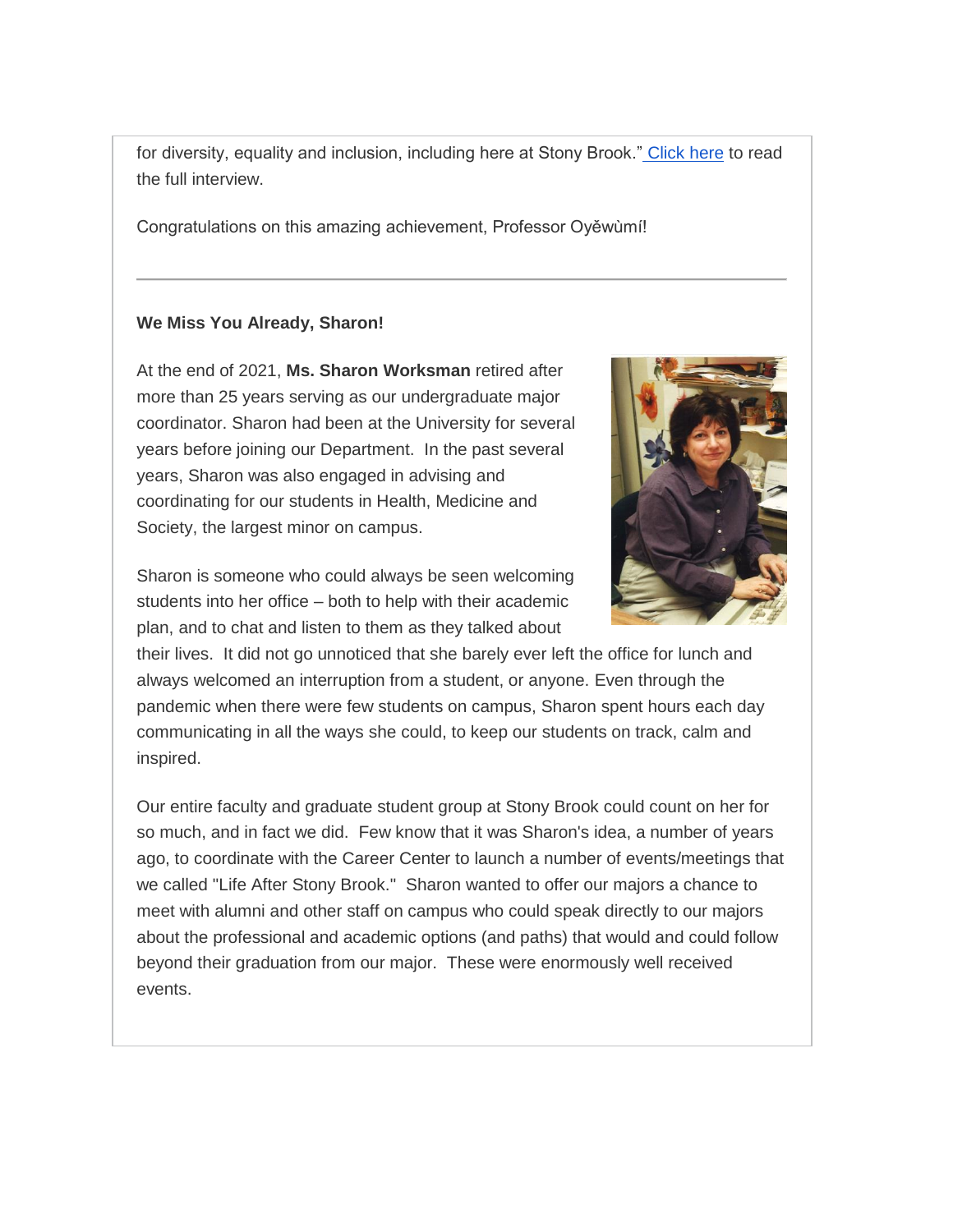for diversity, equality and inclusion, including here at Stony Brook." Click here to read the full interview.

Congratulations on this amazing achievement, Professor Oyěwùmí!

---

**We Miss You Already, Sharon!**

At the end of 2021, **Ms. Sharon Worksman** retired after more than 25 years serving as our undergraduate major coordinator. Sharon had been at the University for several years before joining our Department. In the past several years, Sharon was also engaged in advising and coordinating for our students in Health, Medicine and Society, the largest minor on campus.

Sharon is someone who could always be seen welcoming students into her office – both to help with their academic plan, and to chat and listen to them as they talked about their lives. It did not go unnoticed that she barely ever left the office for lunch and always welcomed an interruption from a student, or anyone. Even through the pandemic when there were few students on campus, Sharon spent hours each day communicating in all the ways she could, to keep our students on track, calm and inspired.

Our entire faculty and graduate student group at Stony Brook could count on her for so much, and in fact we did. Few know that it was Sharon's idea, a number of years ago, to coordinate with the Career Center to launch a number of events/meetings that we called "Life After Stony Brook." Sharon wanted to offer our majors a chance to meet with alumni and other staff on campus who could speak directly to our majors about the professional and academic options (and paths) that would and could follow beyond their graduation from our major. These were enormously well received events.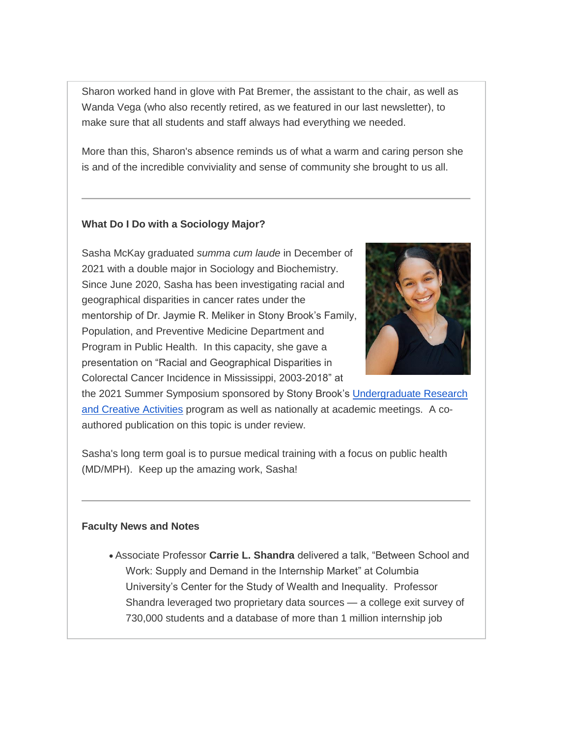Sharon worked hand in glove with Pat Bremer, the assistant to the chair, as well as Wanda Vega (who also recently retired, as we featured in our last newsletter), to make sure that all students and staff always had everything we needed.

More than this, Sharon's absence reminds us of what a warm and caring person she is and of the incredible conviviality and sense of community she brought to us all.

---

**What Do I Do with a Sociology Major?**

Sasha McKay graduated *summa cum laude* in December of 2021 with a double major in Sociology and Biochemistry. Since June 2020, Sasha has been investigating racial and geographical disparities in cancer rates under the mentorship of Dr. Jaymie R. Meliker in Stony Brook's Family, Population, and Preventive Medicine Department and Program in Public Health. In this capacity, she gave a presentation on "Racial and Geographical Disparities in Colorectal Cancer Incidence in Mississippi, 2003-2018" at the 2021 Summer Symposium sponsored by Stony Brook's [Undergraduate Research and Creative Activities] program as well as nationally at academic meetings. A co-authored publication on this topic is under review.

Sasha's long term goal is to pursue medical training with a focus on public health (MD/MPH). Keep up the amazing work, Sasha!

---

**Faculty News and Notes**

- Associate Professor **Carrie L. Shandra** delivered a talk, "Between School and Work: Supply and Demand in the Internship Market" at Columbia University's Center for the Study of Wealth and Inequality. Professor Shandra leveraged two proprietary data sources — a college exit survey of 730,000 students and a database of more than 1 million internship job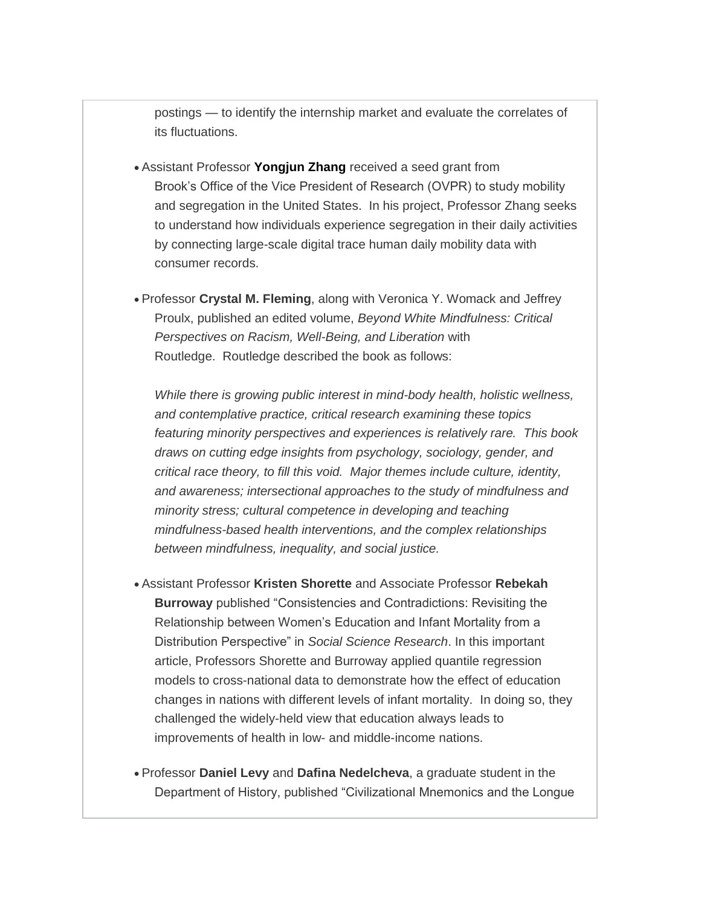postings — to identify the internship market and evaluate the correlates of its fluctuations.

- Assistant Professor **Yongjun Zhang** received a seed grant from Brook's Office of the Vice President of Research (OVPR) to study mobility and segregation in the United States. In his project, Professor Zhang seeks to understand how individuals experience segregation in their daily activities by connecting large-scale digital trace human daily mobility data with consumer records.

- Professor **Crystal M. Fleming**, along with Veronica Y. Womack and Jeffrey Proulx, published an edited volume, *Beyond White Mindfulness: Critical Perspectives on Racism, Well-Being, and Liberation* with Routledge. Routledge described the book as follows:

  *While there is growing public interest in mind-body health, holistic wellness, and contemplative practice, critical research examining these topics featuring minority perspectives and experiences is relatively rare. This book draws on cutting edge insights from psychology, sociology, gender, and critical race theory, to fill this void. Major themes include culture, identity, and awareness; intersectional approaches to the study of mindfulness and minority stress; cultural competence in developing and teaching mindfulness-based health interventions, and the complex relationships between mindfulness, inequality, and social justice.*

- Assistant Professor **Kristen Shorette** and Associate Professor **Rebekah Burroway** published "Consistencies and Contradictions: Revisiting the Relationship between Women's Education and Infant Mortality from a Distribution Perspective" in *Social Science Research*. In this important article, Professors Shorette and Burroway applied quantile regression models to cross-national data to demonstrate how the effect of education changes in nations with different levels of infant mortality. In doing so, they challenged the widely-held view that education always leads to improvements of health in low- and middle-income nations.

- Professor **Daniel Levy** and **Dafina Nedelcheva**, a graduate student in the Department of History, published "Civilizational Mnemonics and the Longue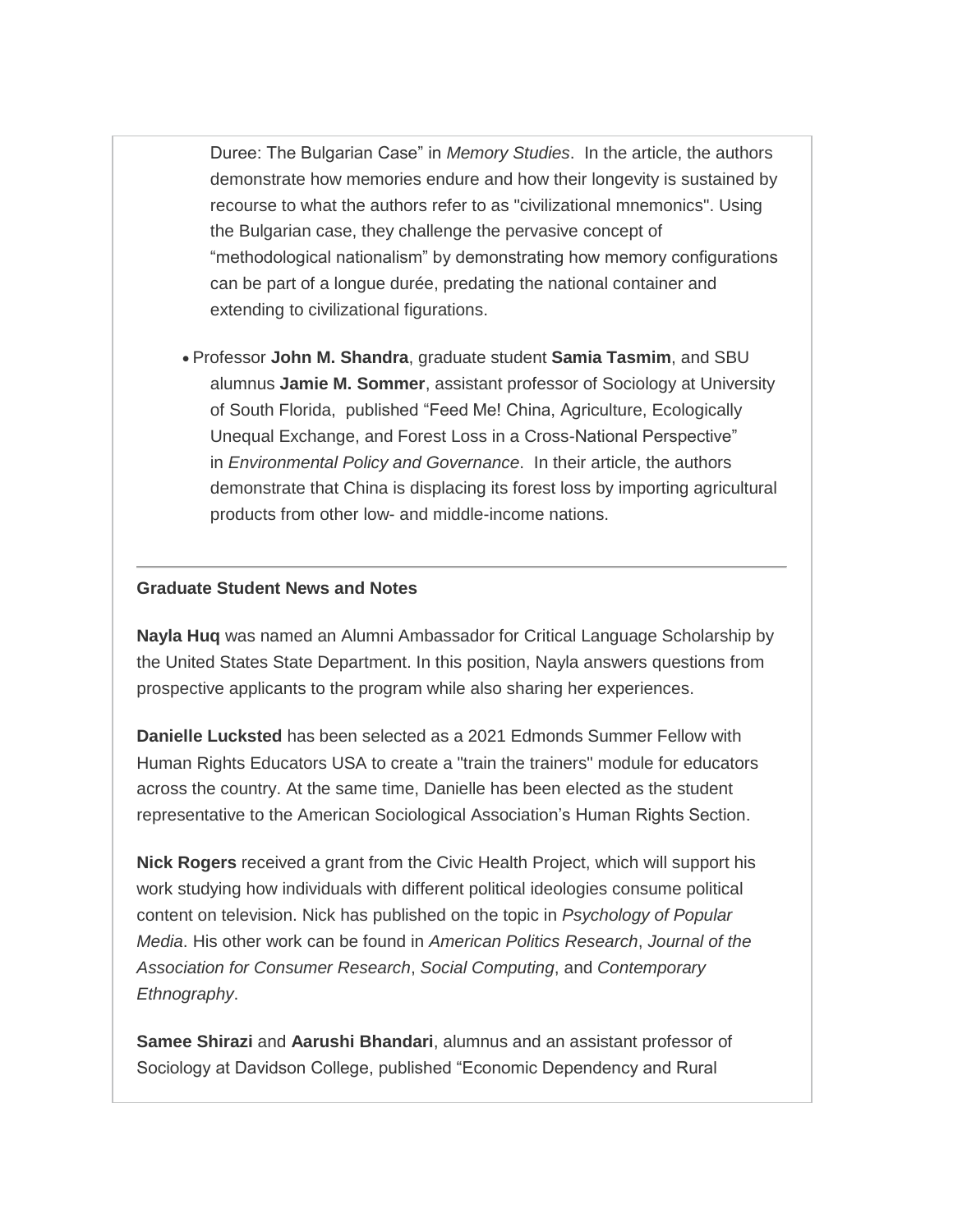Duree: The Bulgarian Case" in *Memory Studies*. In the article, the authors demonstrate how memories endure and how their longevity is sustained by recourse to what the authors refer to as "civilizational mnemonics". Using the Bulgarian case, they challenge the pervasive concept of "methodological nationalism" by demonstrating how memory configurations can be part of a longue durée, predating the national container and extending to civilizational figurations.

- Professor **John M. Shandra**, graduate student **Samia Tasmim**, and SBU alumnus **Jamie M. Sommer**, assistant professor of Sociology at University of South Florida, published "Feed Me! China, Agriculture, Ecologically Unequal Exchange, and Forest Loss in a Cross-National Perspective" in *Environmental Policy and Governance*. In their article, the authors demonstrate that China is displacing its forest loss by importing agricultural products from other low- and middle-income nations.

---

**Graduate Student News and Notes**

**Nayla Huq** was named an Alumni Ambassador for Critical Language Scholarship by the United States State Department. In this position, Nayla answers questions from prospective applicants to the program while also sharing her experiences.

**Danielle Lucksted** has been selected as a 2021 Edmonds Summer Fellow with Human Rights Educators USA to create a "train the trainers" module for educators across the country. At the same time, Danielle has been elected as the student representative to the American Sociological Association's Human Rights Section.

**Nick Rogers** received a grant from the Civic Health Project, which will support his work studying how individuals with different political ideologies consume political content on television. Nick has published on the topic in *Psychology of Popular Media*. His other work can be found in *American Politics Research*, *Journal of the Association for Consumer Research*, *Social Computing*, and *Contemporary Ethnography*.

**Samee Shirazi** and **Aarushi Bhandari**, alumnus and an assistant professor of Sociology at Davidson College, published "Economic Dependency and Rural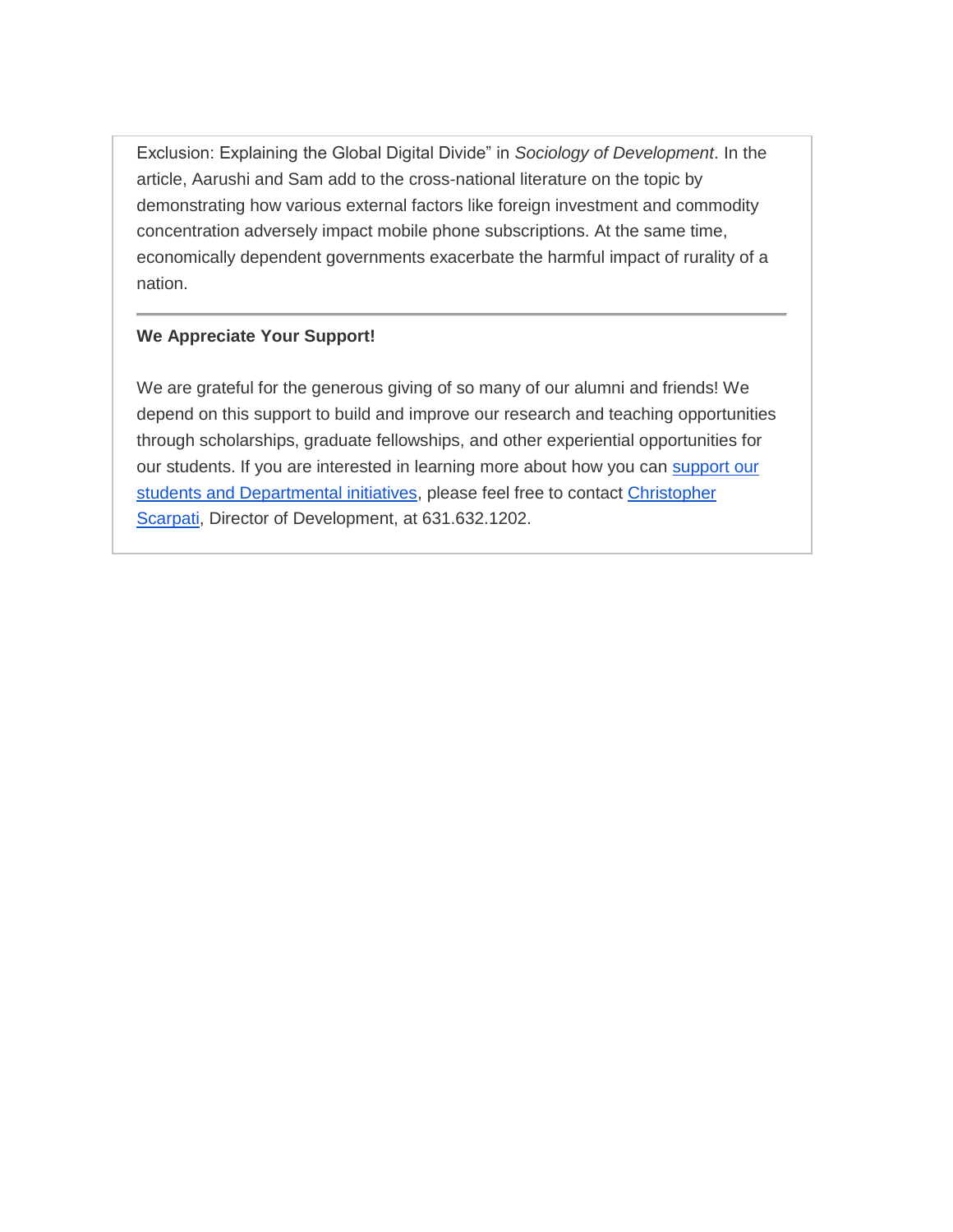Exclusion: Explaining the Global Digital Divide" in *Sociology of Development*. In the article, Aarushi and Sam add to the cross-national literature on the topic by demonstrating how various external factors like foreign investment and commodity concentration adversely impact mobile phone subscriptions. At the same time, economically dependent governments exacerbate the harmful impact of rurality of a nation.

---

**We Appreciate Your Support!**

We are grateful for the generous giving of so many of our alumni and friends! We depend on this support to build and improve our research and teaching opportunities through scholarships, graduate fellowships, and other experiential opportunities for our students. If you are interested in learning more about how you can support our students and Departmental initiatives, please feel free to contact Christopher Scarpati, Director of Development, at 631.632.1202.